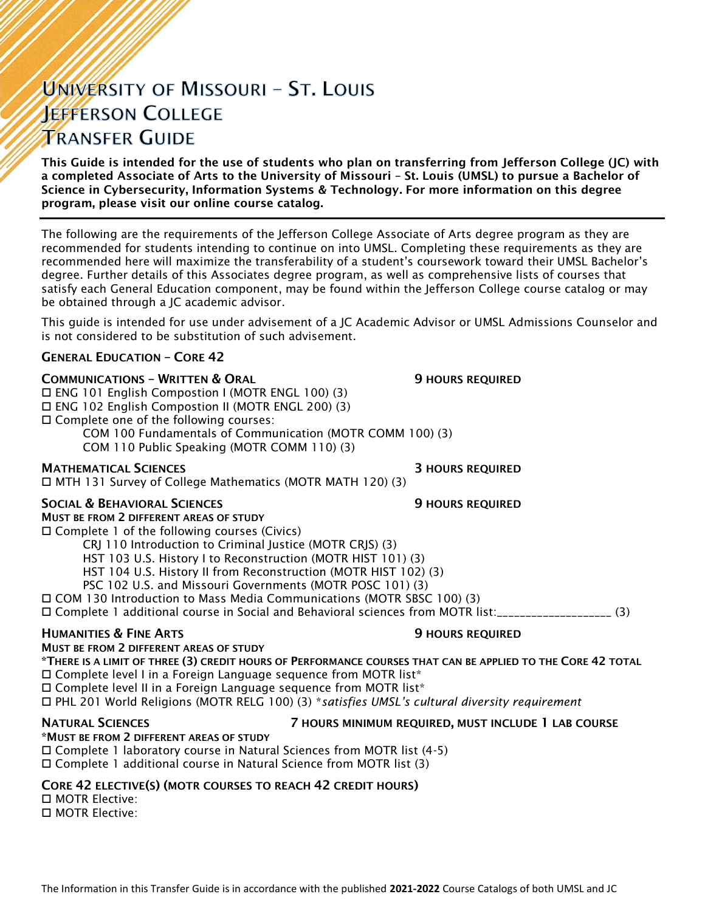# University of Missouri – St. Louis
# Jefferson College
# Transfer Guide

**This Guide is intended for the use of students who plan on transferring from Jefferson College (JC) with a completed Associate of Arts to the University of Missouri – St. Louis (UMSL) to pursue a Bachelor of Science in Cybersecurity, Information Systems & Technology. For more information on this degree program, please visit our online course catalog.**

---

The following are the requirements of the Jefferson College Associate of Arts degree program as they are recommended for students intending to continue on into UMSL. Completing these requirements as they are recommended here will maximize the transferability of a student's coursework toward their UMSL Bachelor's degree. Further details of this Associates degree program, as well as comprehensive lists of courses that satisfy each General Education component, may be found within the Jefferson College course catalog or may be obtained through a JC academic advisor.

This guide is intended for use under advisement of a JC Academic Advisor or UMSL Admissions Counselor and is not considered to be substitution of such advisement.

## General Education – Core 42

### Communications – Written & Oral — 9 hours required

- ☐ ENG 101 English Compostion I (MOTR ENGL 100) (3)
- ☐ ENG 102 English Compostion II (MOTR ENGL 200) (3)
- ☐ Complete one of the following courses:
  - COM 100 Fundamentals of Communication (MOTR COMM 100) (3)
  - COM 110 Public Speaking (MOTR COMM 110) (3)

### Mathematical Sciences — 3 hours required

- ☐ MTH 131 Survey of College Mathematics (MOTR MATH 120) (3)

### Social & Behavioral Sciences — 9 hours required

**Must be from 2 different areas of study**

- ☐ Complete 1 of the following courses (Civics)
  - CRJ 110 Introduction to Criminal Justice (MOTR CRJS) (3)
  - HST 103 U.S. History I to Reconstruction (MOTR HIST 101) (3)
  - HST 104 U.S. History II from Reconstruction (MOTR HIST 102) (3)
  - PSC 102 U.S. and Missouri Governments (MOTR POSC 101) (3)
- ☐ COM 130 Introduction to Mass Media Communications (MOTR SBSC 100) (3)
- ☐ Complete 1 additional course in Social and Behavioral sciences from MOTR list:____________________ (3)

### Humanities & Fine Arts — 9 hours required

**Must be from 2 different areas of study**

**\*There is a limit of three (3) credit hours of Performance courses that can be applied to the Core 42 total**

- ☐ Complete level I in a Foreign Language sequence from MOTR list*
- ☐ Complete level II in a Foreign Language sequence from MOTR list*
- ☐ PHL 201 World Religions (MOTR RELG 100) (3) *\*satisfies UMSL's cultural diversity requirement*

### Natural Sciences — 7 hours minimum required, must include 1 lab course

**\*Must be from 2 different areas of study**

- ☐ Complete 1 laboratory course in Natural Sciences from MOTR list (4-5)
- ☐ Complete 1 additional course in Natural Science from MOTR list (3)

### Core 42 Elective(s) (MOTR courses to reach 42 credit hours)

- ☐ MOTR Elective:
- ☐ MOTR Elective:

The Information in this Transfer Guide is in accordance with the published **2021-2022** Course Catalogs of both UMSL and JC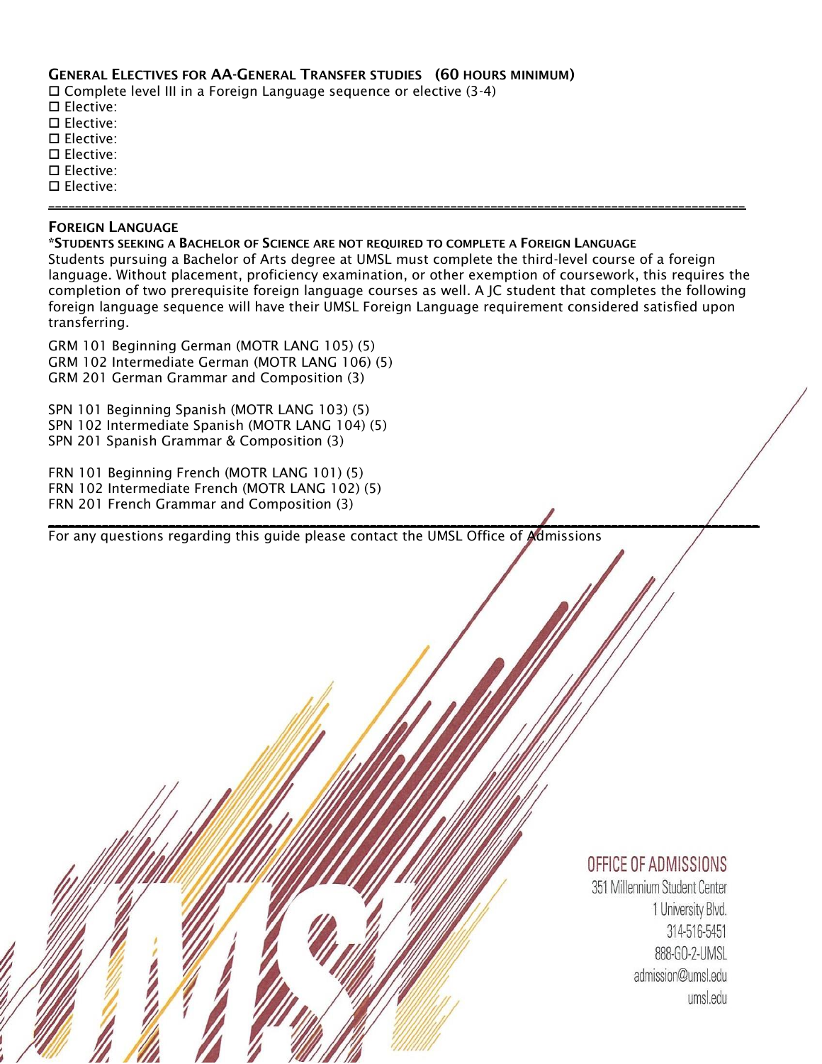## General Electives for AA-General Transfer studies (60 hours minimum)

- ☐ Complete level III in a Foreign Language sequence or elective (3-4)
- ☐ Elective:
- ☐ Elective:
- ☐ Elective:
- ☐ Elective:
- ☐ Elective:
- ☐ Elective:

---

## Foreign Language

**\*Students seeking a Bachelor of Science are not required to complete a Foreign Language**

Students pursuing a Bachelor of Arts degree at UMSL must complete the third-level course of a foreign language. Without placement, proficiency examination, or other exemption of coursework, this requires the completion of two prerequisite foreign language courses as well. A JC student that completes the following foreign language sequence will have their UMSL Foreign Language requirement considered satisfied upon transferring.

GRM 101 Beginning German (MOTR LANG 105) (5)
GRM 102 Intermediate German (MOTR LANG 106) (5)
GRM 201 German Grammar and Composition (3)

SPN 101 Beginning Spanish (MOTR LANG 103) (5)
SPN 102 Intermediate Spanish (MOTR LANG 104) (5)
SPN 201 Spanish Grammar & Composition (3)

FRN 101 Beginning French (MOTR LANG 101) (5)
FRN 102 Intermediate French (MOTR LANG 102) (5)
FRN 201 French Grammar and Composition (3)

---

For any questions regarding this guide please contact the UMSL Office of Admissions

UMSL

OFFICE OF ADMISSIONS
351 Millennium Student Center
1 University Blvd.
314-516-5451
888-GO-2-UMSL
admission@umsl.edu
umsl.edu